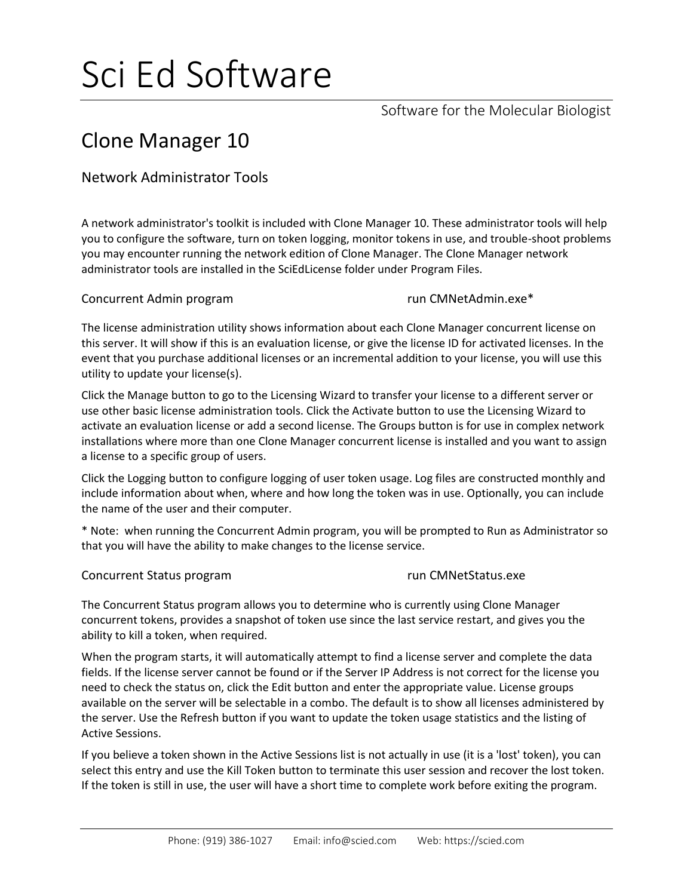# Sci Ed Software

Software for the Molecular Biologist

## Clone Manager 10

### Network Administrator Tools

A network administrator's toolkit is included with Clone Manager 10. These administrator tools will help you to configure the software, turn on token logging, monitor tokens in use, and trouble-shoot problems you may encounter running the network edition of Clone Manager. The Clone Manager network administrator tools are installed in the SciEdLicense folder under Program Files.

#### Concurrent Admin program — run CMNetAdmin.exe*

The license administration utility shows information about each Clone Manager concurrent license on this server. It will show if this is an evaluation license, or give the license ID for activated licenses. In the event that you purchase additional licenses or an incremental addition to your license, you will use this utility to update your license(s).

Click the Manage button to go to the Licensing Wizard to transfer your license to a different server or use other basic license administration tools. Click the Activate button to use the Licensing Wizard to activate an evaluation license or add a second license. The Groups button is for use in complex network installations where more than one Clone Manager concurrent license is installed and you want to assign a license to a specific group of users.

Click the Logging button to configure logging of user token usage. Log files are constructed monthly and include information about when, where and how long the token was in use. Optionally, you can include the name of the user and their computer.

* Note: when running the Concurrent Admin program, you will be prompted to Run as Administrator so that you will have the ability to make changes to the license service.

#### Concurrent Status program — run CMNetStatus.exe

The Concurrent Status program allows you to determine who is currently using Clone Manager concurrent tokens, provides a snapshot of token use since the last service restart, and gives you the ability to kill a token, when required.

When the program starts, it will automatically attempt to find a license server and complete the data fields. If the license server cannot be found or if the Server IP Address is not correct for the license you need to check the status on, click the Edit button and enter the appropriate value. License groups available on the server will be selectable in a combo. The default is to show all licenses administered by the server. Use the Refresh button if you want to update the token usage statistics and the listing of Active Sessions.

If you believe a token shown in the Active Sessions list is not actually in use (it is a 'lost' token), you can select this entry and use the Kill Token button to terminate this user session and recover the lost token. If the token is still in use, the user will have a short time to complete work before exiting the program.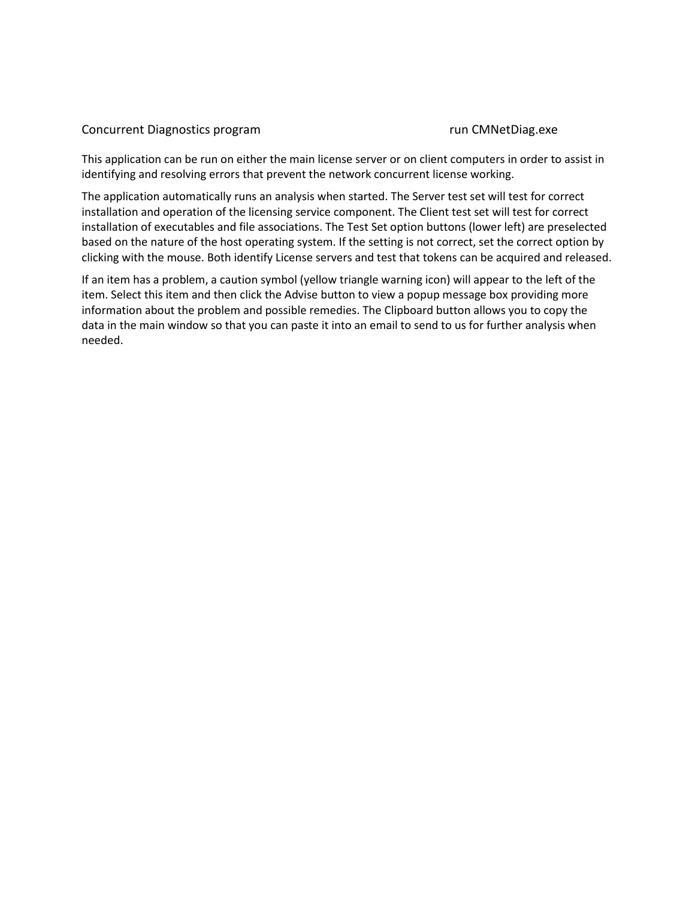Concurrent Diagnostics program run CMNetDiag.exe

This application can be run on either the main license server or on client computers in order to assist in identifying and resolving errors that prevent the network concurrent license working.

The application automatically runs an analysis when started. The Server test set will test for correct installation and operation of the licensing service component. The Client test set will test for correct installation of executables and file associations. The Test Set option buttons (lower left) are preselected based on the nature of the host operating system. If the setting is not correct, set the correct option by clicking with the mouse. Both identify License servers and test that tokens can be acquired and released.

If an item has a problem, a caution symbol (yellow triangle warning icon) will appear to the left of the item. Select this item and then click the Advise button to view a popup message box providing more information about the problem and possible remedies. The Clipboard button allows you to copy the data in the main window so that you can paste it into an email to send to us for further analysis when needed.